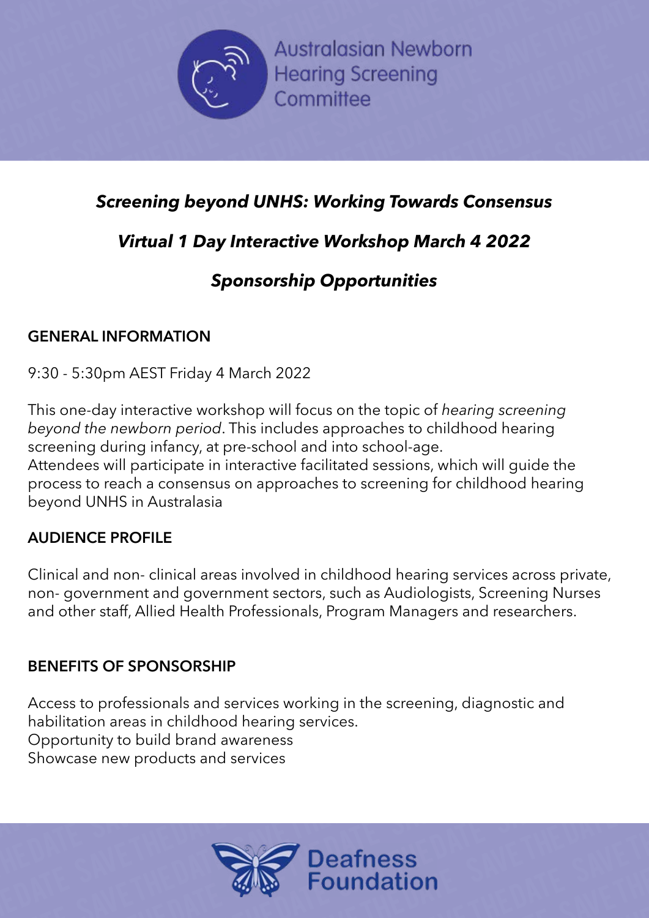Australasian Newborn Hearing Screening Committee

***Screening beyond UNHS: Working Towards Consensus***

***Virtual 1 Day Interactive Workshop March 4 2022***

***Sponsorship Opportunities***

## GENERAL INFORMATION

9:30 - 5:30pm AEST Friday 4 March 2022

This one-day interactive workshop will focus on the topic of *hearing screening beyond the newborn period*. This includes approaches to childhood hearing screening during infancy, at pre-school and into school-age.
Attendees will participate in interactive facilitated sessions, which will guide the process to reach a consensus on approaches to screening for childhood hearing beyond UNHS in Australasia

## AUDIENCE PROFILE

Clinical and non- clinical areas involved in childhood hearing services across private, non- government and government sectors, such as Audiologists, Screening Nurses and other staff, Allied Health Professionals, Program Managers and researchers.

## BENEFITS OF SPONSORSHIP

Access to professionals and services working in the screening, diagnostic and habilitation areas in childhood hearing services.
Opportunity to build brand awareness
Showcase new products and services

Deafness Foundation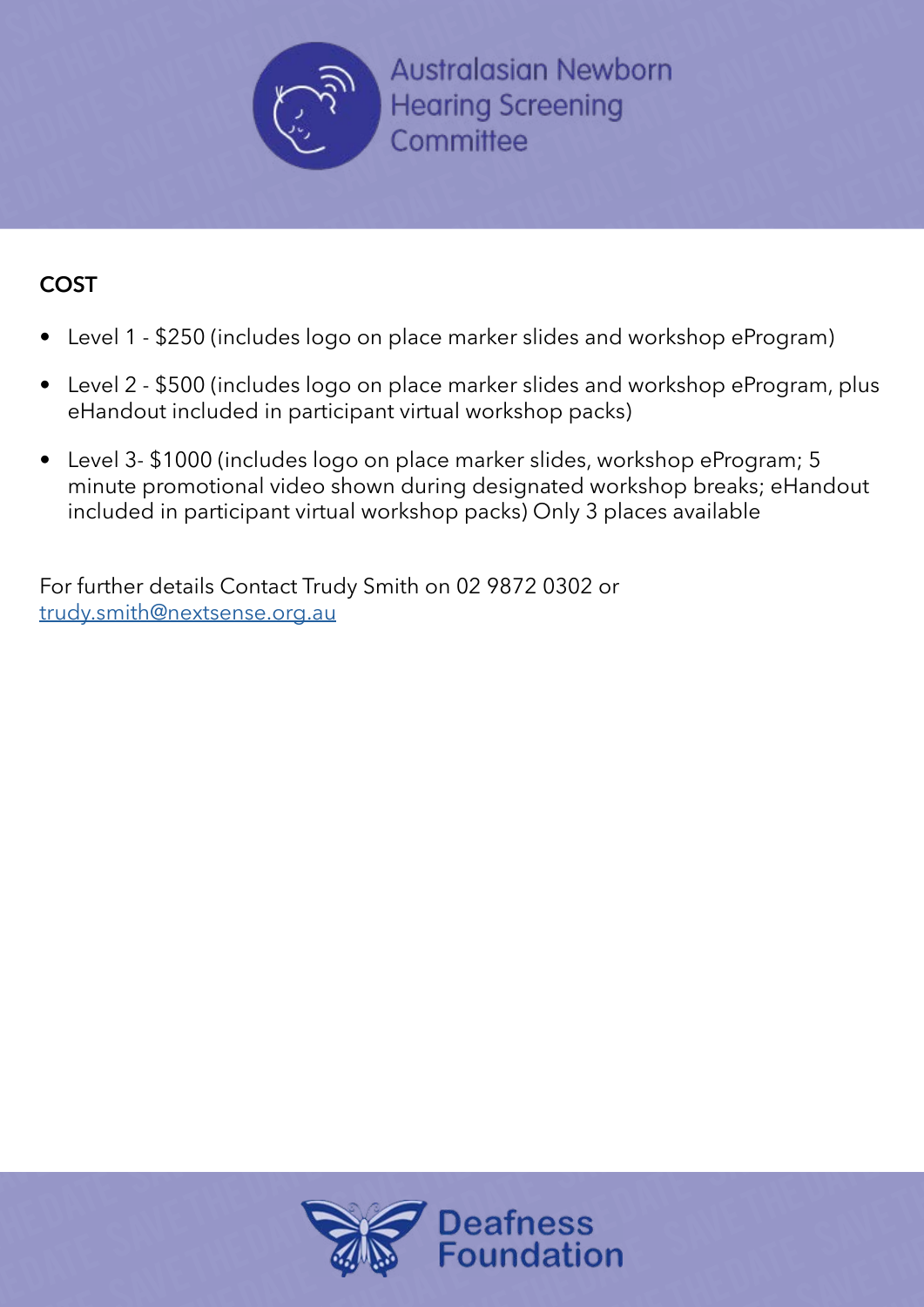## COST

- Level 1 - $250 (includes logo on place marker slides and workshop eProgram)
- Level 2 - $500 (includes logo on place marker slides and workshop eProgram, plus eHandout included in participant virtual workshop packs)
- Level 3- $1000 (includes logo on place marker slides, workshop eProgram; 5 minute promotional video shown during designated workshop breaks; eHandout included in participant virtual workshop packs) Only 3 places available

For further details Contact Trudy Smith on 02 9872 0302 or trudy.smith@nextsense.org.au